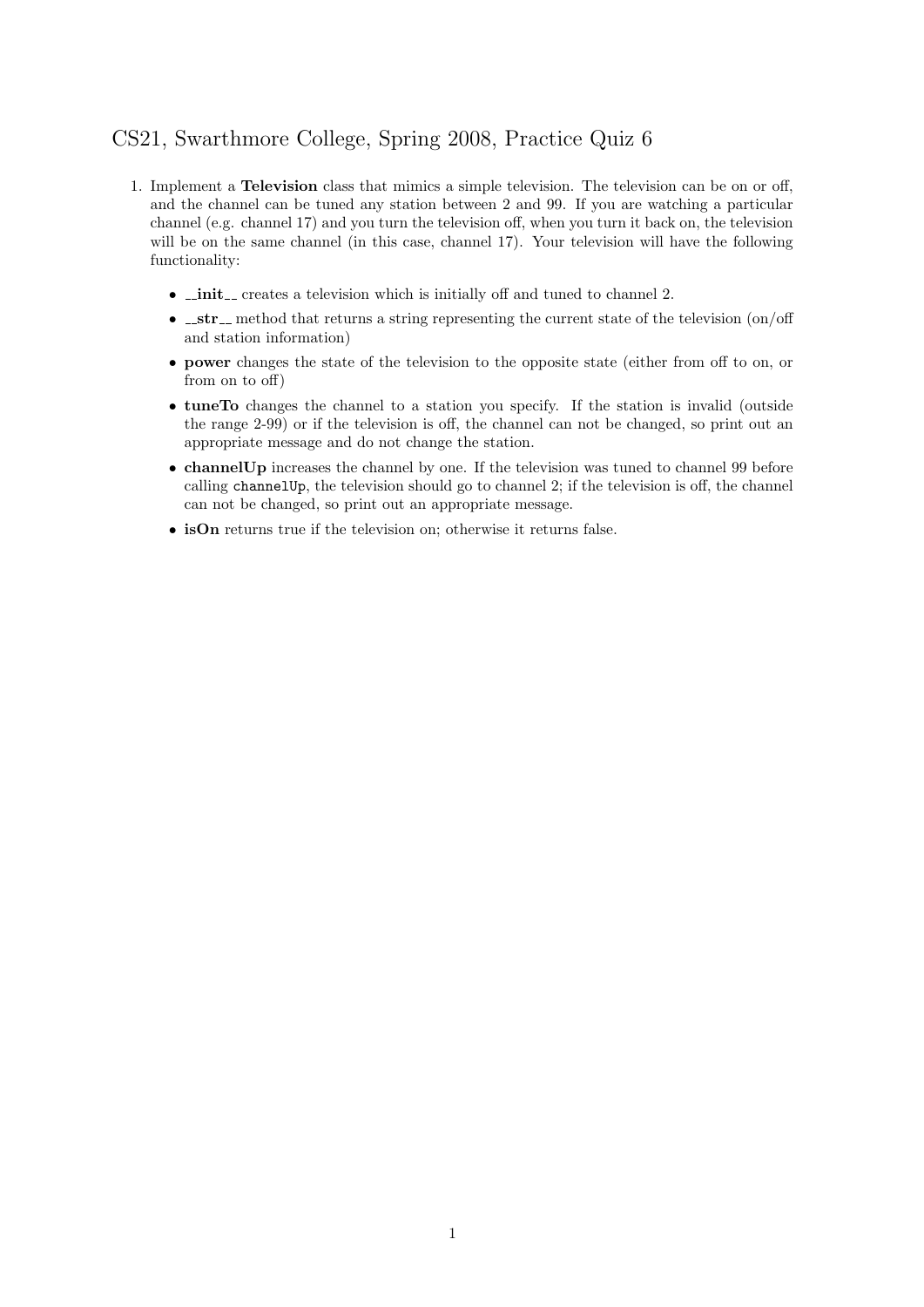# CS21, Swarthmore College, Spring 2008, Practice Quiz 6

1. Implement a **Television** class that mimics a simple television. The television can be on or off, and the channel can be tuned any station between 2 and 99. If you are watching a particular channel (e.g. channel 17) and you turn the television off, when you turn it back on, the television will be on the same channel (in this case, channel 17). Your television will have the following functionality:

   - **__init__** creates a television which is initially off and tuned to channel 2.
   - **__str__** method that returns a string representing the current state of the television (on/off and station information)
   - **power** changes the state of the television to the opposite state (either from off to on, or from on to off)
   - **tuneTo** changes the channel to a station you specify. If the station is invalid (outside the range 2-99) or if the television is off, the channel can not be changed, so print out an appropriate message and do not change the station.
   - **channelUp** increases the channel by one. If the television was tuned to channel 99 before calling `channelUp`, the television should go to channel 2; if the television is off, the channel can not be changed, so print out an appropriate message.
   - **isOn** returns true if the television on; otherwise it returns false.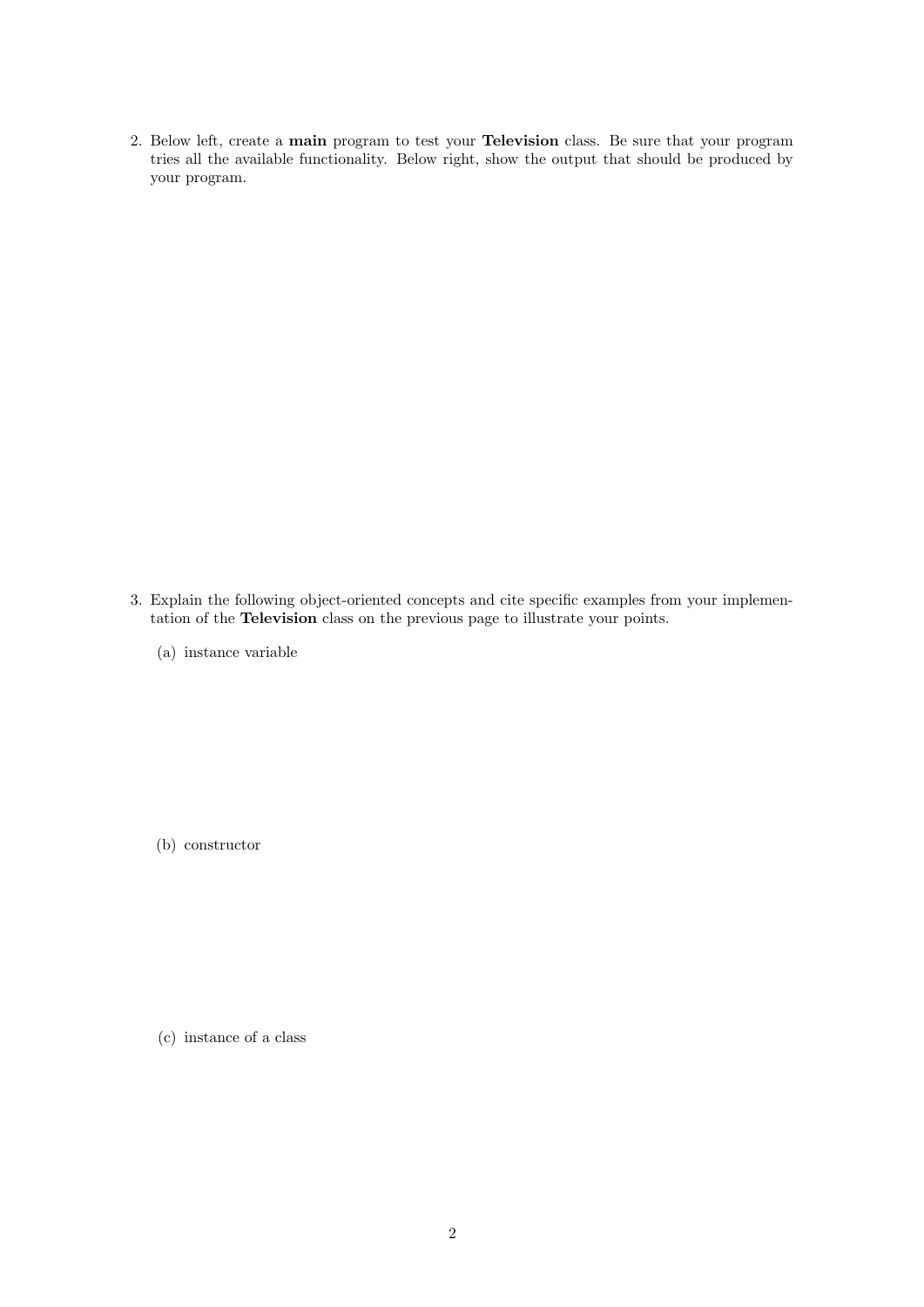2. Below left, create a **main** program to test your **Television** class. Be sure that your program tries all the available functionality. Below right, show the output that should be produced by your program.

3. Explain the following object-oriented concepts and cite specific examples from your implementation of the **Television** class on the previous page to illustrate your points.

   (a) instance variable

   (b) constructor

   (c) instance of a class